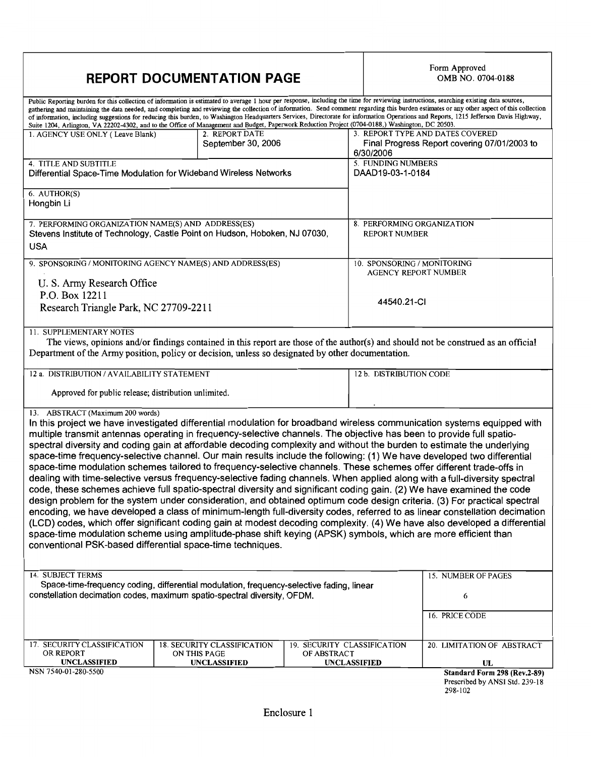# REPORT DOCUMENTATION PAGE

Form Approved
OMB NO. 0704-0188

Public Reporting burden for this collection of information is estimated to average 1 hour per response, including the time for reviewing instructions, searching existing data sources, gathering and maintaining the data needed, and completing and reviewing the collection of information. Send comment regarding this burden estimates or any other aspect of this collection of information, including suggestions for reducing this burden, to Washington Headquarters Services, Directorate for information Operations and Reports, 1215 Jefferson Davis Highway, Suite 1204, Arlington, VA 22202-4302, and to the Office of Management and Budget, Paperwork Reduction Project (0704-0188,) Washington, DC 20503.

| 1. AGENCY USE ONLY ( Leave Blank) | 2. REPORT DATE | 3. REPORT TYPE AND DATES COVERED |
|---|---|---|
| | September 30, 2006 | Final Progress Report covering 07/01/2003 to 6/30/2006 |

**4. TITLE AND SUBTITLE**
Differential Space-Time Modulation for Wideband Wireless Networks

**5. FUNDING NUMBERS**
DAAD19-03-1-0184

**6. AUTHOR(S)**
Hongbin Li

**7. PERFORMING ORGANIZATION NAME(S) AND ADDRESS(ES)**
Stevens Institute of Technology, Castle Point on Hudson, Hoboken, NJ 07030, USA

**8. PERFORMING ORGANIZATION REPORT NUMBER**

**9. SPONSORING / MONITORING AGENCY NAME(S) AND ADDRESS(ES)**
U. S. Army Research Office
P.O. Box 12211
Research Triangle Park, NC 27709-2211

**10. SPONSORING / MONITORING AGENCY REPORT NUMBER**
44540.21-CI

**11. SUPPLEMENTARY NOTES**
The views, opinions and/or findings contained in this report are those of the author(s) and should not be construed as an official Department of the Army position, policy or decision, unless so designated by other documentation.

**12 a. DISTRIBUTION / AVAILABILITY STATEMENT**
Approved for public release; distribution unlimited.

**12 b. DISTRIBUTION CODE**

**13. ABSTRACT (Maximum 200 words)**
In this project we have investigated differential modulation for broadband wireless communication systems equipped with multiple transmit antennas operating in frequency-selective channels. The objective has been to provide full spatio-spectral diversity and coding gain at affordable decoding complexity and without the burden to estimate the underlying space-time frequency-selective channel. Our main results include the following: (1) We have developed two differential space-time modulation schemes tailored to frequency-selective channels. These schemes offer different trade-offs in dealing with time-selective versus frequency-selective fading channels. When applied along with a full-diversity spectral code, these schemes achieve full spatio-spectral diversity and significant coding gain. (2) We have examined the code design problem for the system under consideration, and obtained optimum code design criteria. (3) For practical spectral encoding, we have developed a class of minimum-length full-diversity codes, referred to as linear constellation decimation (LCD) codes, which offer significant coding gain at modest decoding complexity. (4) We have also developed a differential space-time modulation scheme using amplitude-phase shift keying (APSK) symbols, which are more efficient than conventional PSK-based differential space-time techniques.

**14. SUBJECT TERMS**
Space-time-frequency coding, differential modulation, frequency-selective fading, linear constellation decimation codes, maximum spatio-spectral diversity, OFDM.

**15. NUMBER OF PAGES**
6

**16. PRICE CODE**

| 17. SECURITY CLASSIFICATION OR REPORT | 18. SECURITY CLASSIFICATION ON THIS PAGE | 19. SECURITY CLASSIFICATION OF ABSTRACT | 20. LIMITATION OF ABSTRACT |
|---|---|---|---|
| UNCLASSIFIED | UNCLASSIFIED | UNCLASSIFIED | UL |

NSN 7540-01-280-5500

**Standard Form 298 (Rev.2-89)**
Prescribed by ANSI Std. 239-18
298-102

Enclosure 1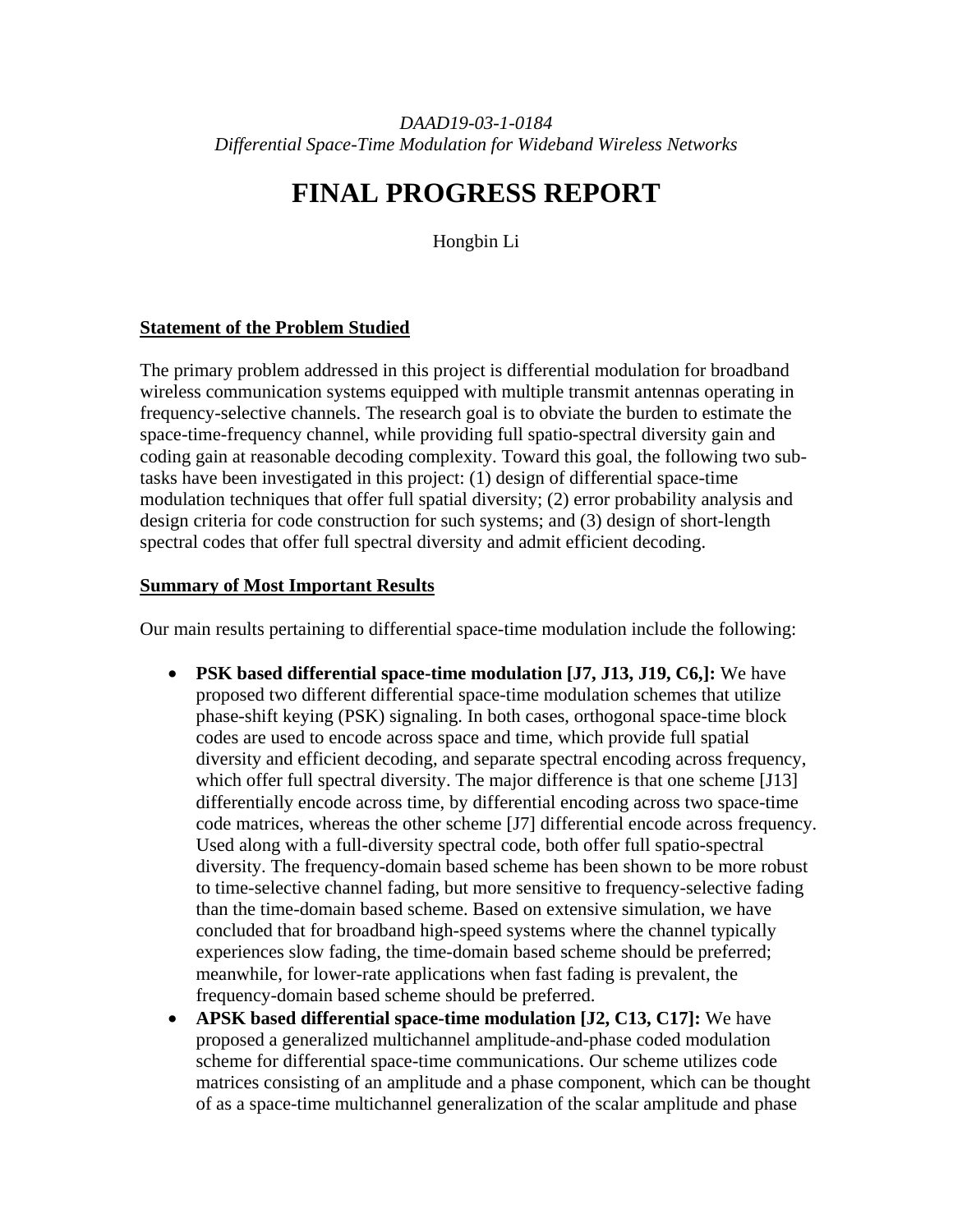*DAAD19-03-1-0184*
*Differential Space-Time Modulation for Wideband Wireless Networks*

# FINAL PROGRESS REPORT

Hongbin Li

## Statement of the Problem Studied

The primary problem addressed in this project is differential modulation for broadband wireless communication systems equipped with multiple transmit antennas operating in frequency-selective channels. The research goal is to obviate the burden to estimate the space-time-frequency channel, while providing full spatio-spectral diversity gain and coding gain at reasonable decoding complexity. Toward this goal, the following two sub-tasks have been investigated in this project: (1) design of differential space-time modulation techniques that offer full spatial diversity; (2) error probability analysis and design criteria for code construction for such systems; and (3) design of short-length spectral codes that offer full spectral diversity and admit efficient decoding.

## Summary of Most Important Results

Our main results pertaining to differential space-time modulation include the following:

- **PSK based differential space-time modulation [J7, J13, J19, C6,]:** We have proposed two different differential space-time modulation schemes that utilize phase-shift keying (PSK) signaling. In both cases, orthogonal space-time block codes are used to encode across space and time, which provide full spatial diversity and efficient decoding, and separate spectral encoding across frequency, which offer full spectral diversity. The major difference is that one scheme [J13] differentially encode across time, by differential encoding across two space-time code matrices, whereas the other scheme [J7] differential encode across frequency. Used along with a full-diversity spectral code, both offer full spatio-spectral diversity. The frequency-domain based scheme has been shown to be more robust to time-selective channel fading, but more sensitive to frequency-selective fading than the time-domain based scheme. Based on extensive simulation, we have concluded that for broadband high-speed systems where the channel typically experiences slow fading, the time-domain based scheme should be preferred; meanwhile, for lower-rate applications when fast fading is prevalent, the frequency-domain based scheme should be preferred.
- **APSK based differential space-time modulation [J2, C13, C17]:** We have proposed a generalized multichannel amplitude-and-phase coded modulation scheme for differential space-time communications. Our scheme utilizes code matrices consisting of an amplitude and a phase component, which can be thought of as a space-time multichannel generalization of the scalar amplitude and phase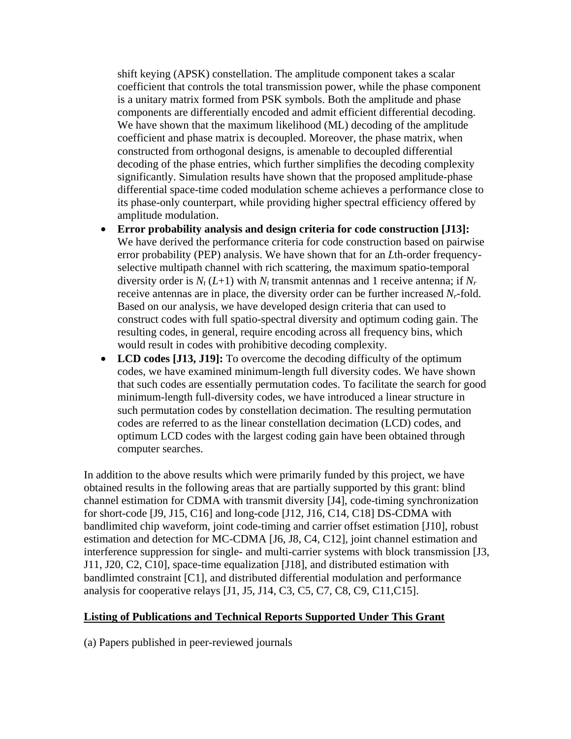shift keying (APSK) constellation. The amplitude component takes a scalar coefficient that controls the total transmission power, while the phase component is a unitary matrix formed from PSK symbols. Both the amplitude and phase components are differentially encoded and admit efficient differential decoding. We have shown that the maximum likelihood (ML) decoding of the amplitude coefficient and phase matrix is decoupled. Moreover, the phase matrix, when constructed from orthogonal designs, is amenable to decoupled differential decoding of the phase entries, which further simplifies the decoding complexity significantly. Simulation results have shown that the proposed amplitude-phase differential space-time coded modulation scheme achieves a performance close to its phase-only counterpart, while providing higher spectral efficiency offered by amplitude modulation.

- **Error probability analysis and design criteria for code construction [J13]:** We have derived the performance criteria for code construction based on pairwise error probability (PEP) analysis. We have shown that for an $L$th-order frequency-selective multipath channel with rich scattering, the maximum spatio-temporal diversity order is $N_t\,(L+1)$ with $N_t$ transmit antennas and 1 receive antenna; if $N_r$ receive antennas are in place, the diversity order can be further increased $N_r$-fold. Based on our analysis, we have developed design criteria that can used to construct codes with full spatio-spectral diversity and optimum coding gain. The resulting codes, in general, require encoding across all frequency bins, which would result in codes with prohibitive decoding complexity.
- **LCD codes [J13, J19]:** To overcome the decoding difficulty of the optimum codes, we have examined minimum-length full diversity codes. We have shown that such codes are essentially permutation codes. To facilitate the search for good minimum-length full-diversity codes, we have introduced a linear structure in such permutation codes by constellation decimation. The resulting permutation codes are referred to as the linear constellation decimation (LCD) codes, and optimum LCD codes with the largest coding gain have been obtained through computer searches.

In addition to the above results which were primarily funded by this project, we have obtained results in the following areas that are partially supported by this grant: blind channel estimation for CDMA with transmit diversity [J4], code-timing synchronization for short-code [J9, J15, C16] and long-code [J12, J16, C14, C18] DS-CDMA with bandlimited chip waveform, joint code-timing and carrier offset estimation [J10], robust estimation and detection for MC-CDMA [J6, J8, C4, C12], joint channel estimation and interference suppression for single- and multi-carrier systems with block transmission [J3, J11, J20, C2, C10], space-time equalization [J18], and distributed estimation with bandlimted constraint [C1], and distributed differential modulation and performance analysis for cooperative relays [J1, J5, J14, C3, C5, C7, C8, C9, C11,C15].

## Listing of Publications and Technical Reports Supported Under This Grant

(a) Papers published in peer-reviewed journals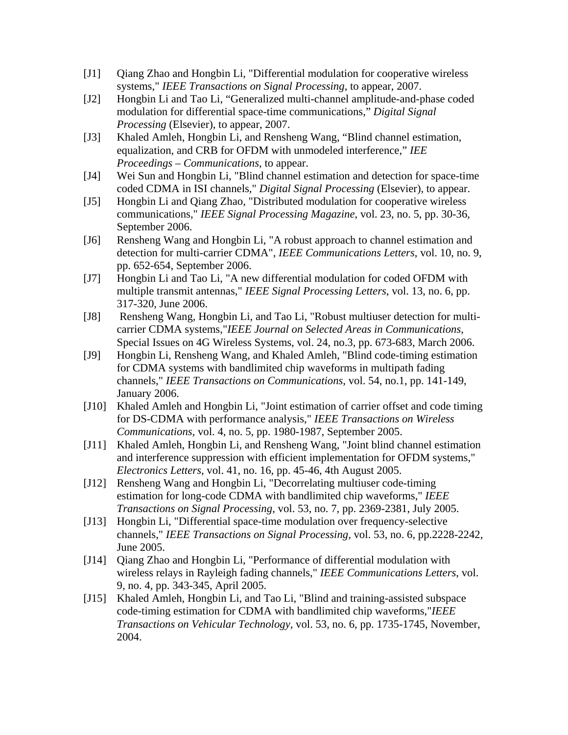[J1] Qiang Zhao and Hongbin Li, "Differential modulation for cooperative wireless systems," *IEEE Transactions on Signal Processing*, to appear, 2007.

[J2] Hongbin Li and Tao Li, "Generalized multi-channel amplitude-and-phase coded modulation for differential space-time communications," *Digital Signal Processing* (Elsevier), to appear, 2007.

[J3] Khaled Amleh, Hongbin Li, and Rensheng Wang, "Blind channel estimation, equalization, and CRB for OFDM with unmodeled interference," *IEE Proceedings – Communications*, to appear.

[J4] Wei Sun and Hongbin Li, "Blind channel estimation and detection for space-time coded CDMA in ISI channels," *Digital Signal Processing* (Elsevier), to appear.

[J5] Hongbin Li and Qiang Zhao, "Distributed modulation for cooperative wireless communications," *IEEE Signal Processing Magazine*, vol. 23, no. 5, pp. 30-36, September 2006.

[J6] Rensheng Wang and Hongbin Li, "A robust approach to channel estimation and detection for multi-carrier CDMA", *IEEE Communications Letters*, vol. 10, no. 9, pp. 652-654, September 2006.

[J7] Hongbin Li and Tao Li, "A new differential modulation for coded OFDM with multiple transmit antennas," *IEEE Signal Processing Letters*, vol. 13, no. 6, pp. 317-320, June 2006.

[J8] Rensheng Wang, Hongbin Li, and Tao Li, "Robust multiuser detection for multi-carrier CDMA systems,"*IEEE Journal on Selected Areas in Communications*, Special Issues on 4G Wireless Systems, vol. 24, no.3, pp. 673-683, March 2006.

[J9] Hongbin Li, Rensheng Wang, and Khaled Amleh, "Blind code-timing estimation for CDMA systems with bandlimited chip waveforms in multipath fading channels," *IEEE Transactions on Communications*, vol. 54, no.1, pp. 141-149, January 2006.

[J10] Khaled Amleh and Hongbin Li, "Joint estimation of carrier offset and code timing for DS-CDMA with performance analysis," *IEEE Transactions on Wireless Communications*, vol. 4, no. 5, pp. 1980-1987, September 2005.

[J11] Khaled Amleh, Hongbin Li, and Rensheng Wang, "Joint blind channel estimation and interference suppression with efficient implementation for OFDM systems," *Electronics Letters*, vol. 41, no. 16, pp. 45-46, 4th August 2005.

[J12] Rensheng Wang and Hongbin Li, "Decorrelating multiuser code-timing estimation for long-code CDMA with bandlimited chip waveforms," *IEEE Transactions on Signal Processing*, vol. 53, no. 7, pp. 2369-2381, July 2005.

[J13] Hongbin Li, "Differential space-time modulation over frequency-selective channels," *IEEE Transactions on Signal Processing*, vol. 53, no. 6, pp.2228-2242, June 2005.

[J14] Qiang Zhao and Hongbin Li, "Performance of differential modulation with wireless relays in Rayleigh fading channels," *IEEE Communications Letters*, vol. 9, no. 4, pp. 343-345, April 2005.

[J15] Khaled Amleh, Hongbin Li, and Tao Li, "Blind and training-assisted subspace code-timing estimation for CDMA with bandlimited chip waveforms,"*IEEE Transactions on Vehicular Technology*, vol. 53, no. 6, pp. 1735-1745, November, 2004.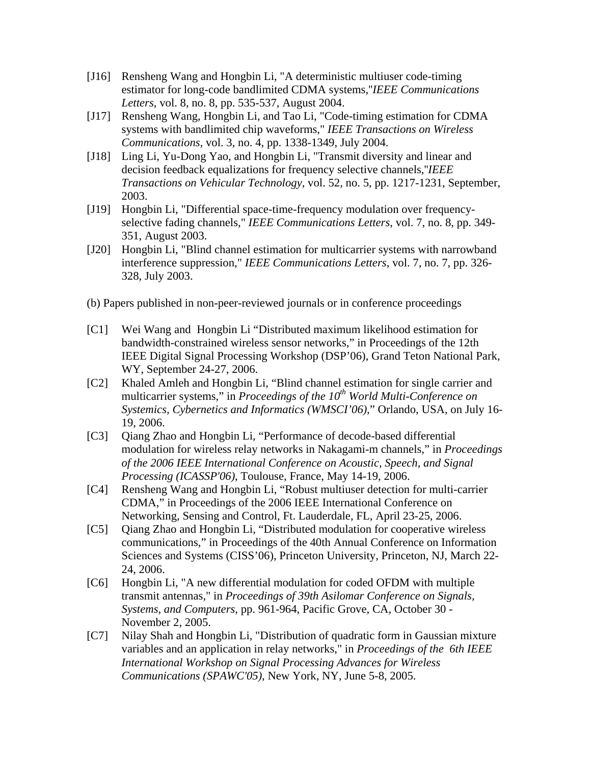[J16] Rensheng Wang and Hongbin Li, "A deterministic multiuser code-timing estimator for long-code bandlimited CDMA systems,"*IEEE Communications Letters*, vol. 8, no. 8, pp. 535-537, August 2004.

[J17] Rensheng Wang, Hongbin Li, and Tao Li, "Code-timing estimation for CDMA systems with bandlimited chip waveforms," *IEEE Transactions on Wireless Communications*, vol. 3, no. 4, pp. 1338-1349, July 2004.

[J18] Ling Li, Yu-Dong Yao, and Hongbin Li, "Transmit diversity and linear and decision feedback equalizations for frequency selective channels,"*IEEE Transactions on Vehicular Technology*, vol. 52, no. 5, pp. 1217-1231, September, 2003.

[J19] Hongbin Li, "Differential space-time-frequency modulation over frequency-selective fading channels," *IEEE Communications Letters*, vol. 7, no. 8, pp. 349-351, August 2003.

[J20] Hongbin Li, "Blind channel estimation for multicarrier systems with narrowband interference suppression," *IEEE Communications Letters*, vol. 7, no. 7, pp. 326-328, July 2003.

(b) Papers published in non-peer-reviewed journals or in conference proceedings

[C1] Wei Wang and Hongbin Li "Distributed maximum likelihood estimation for bandwidth-constrained wireless sensor networks," in Proceedings of the 12th IEEE Digital Signal Processing Workshop (DSP'06), Grand Teton National Park, WY, September 24-27, 2006.

[C2] Khaled Amleh and Hongbin Li, "Blind channel estimation for single carrier and multicarrier systems," in *Proceedings of the 10th World Multi-Conference on Systemics, Cybernetics and Informatics (WMSCI'06)*," Orlando, USA, on July 16-19, 2006.

[C3] Qiang Zhao and Hongbin Li, "Performance of decode-based differential modulation for wireless relay networks in Nakagami-m channels," in *Proceedings of the 2006 IEEE International Conference on Acoustic, Speech, and Signal Processing (ICASSP'06)*, Toulouse, France, May 14-19, 2006.

[C4] Rensheng Wang and Hongbin Li, "Robust multiuser detection for multi-carrier CDMA," in Proceedings of the 2006 IEEE International Conference on Networking, Sensing and Control, Ft. Lauderdale, FL, April 23-25, 2006.

[C5] Qiang Zhao and Hongbin Li, "Distributed modulation for cooperative wireless communications," in Proceedings of the 40th Annual Conference on Information Sciences and Systems (CISS'06), Princeton University, Princeton, NJ, March 22-24, 2006.

[C6] Hongbin Li, "A new differential modulation for coded OFDM with multiple transmit antennas," in *Proceedings of 39th Asilomar Conference on Signals, Systems, and Computers*, pp. 961-964, Pacific Grove, CA, October 30 - November 2, 2005.

[C7] Nilay Shah and Hongbin Li, "Distribution of quadratic form in Gaussian mixture variables and an application in relay networks," in *Proceedings of the 6th IEEE International Workshop on Signal Processing Advances for Wireless Communications (SPAWC'05)*, New York, NY, June 5-8, 2005.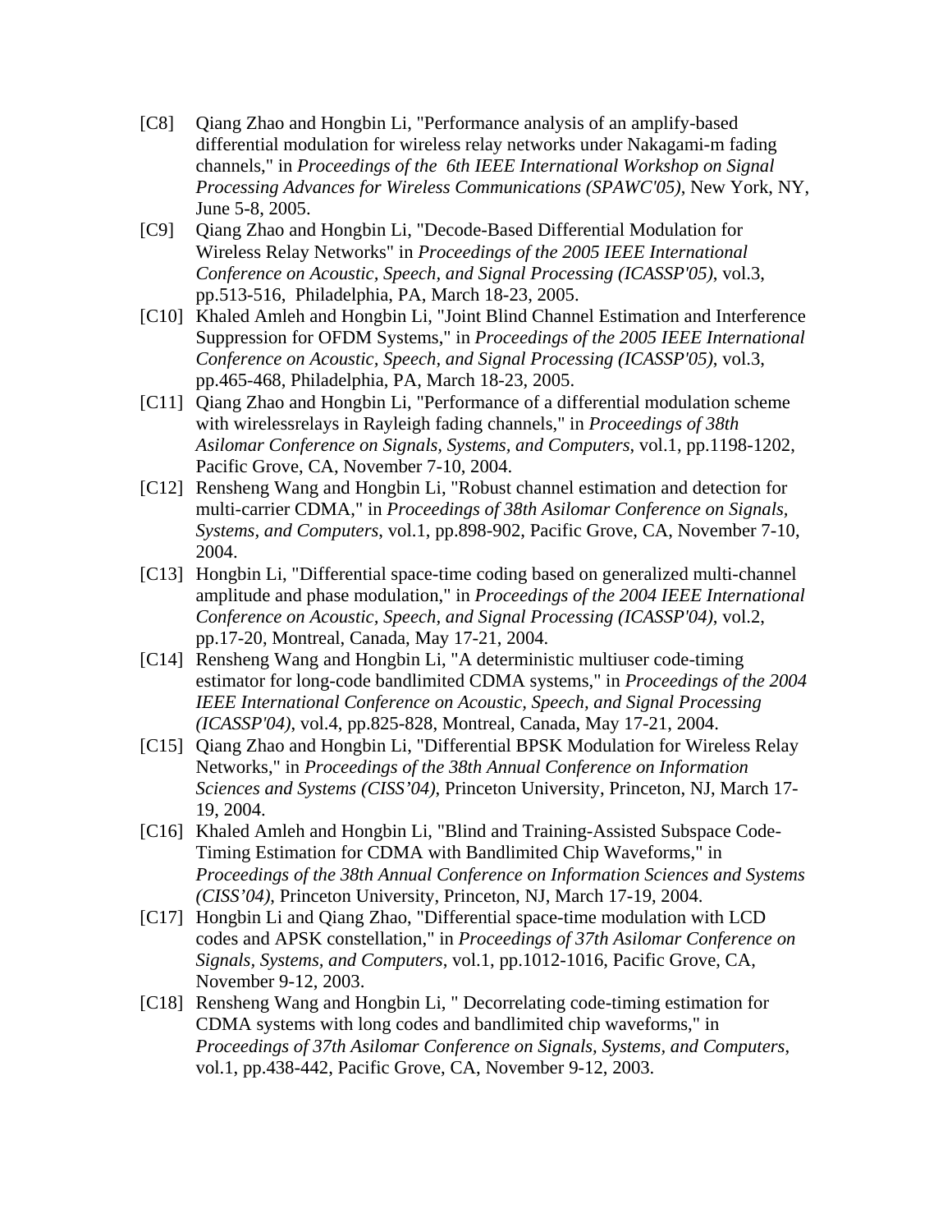[C8] Qiang Zhao and Hongbin Li, "Performance analysis of an amplify-based differential modulation for wireless relay networks under Nakagami-m fading channels," in *Proceedings of the 6th IEEE International Workshop on Signal Processing Advances for Wireless Communications (SPAWC'05)*, New York, NY, June 5-8, 2005.

[C9] Qiang Zhao and Hongbin Li, "Decode-Based Differential Modulation for Wireless Relay Networks" in *Proceedings of the 2005 IEEE International Conference on Acoustic, Speech, and Signal Processing (ICASSP'05)*, vol.3, pp.513-516, Philadelphia, PA, March 18-23, 2005.

[C10] Khaled Amleh and Hongbin Li, "Joint Blind Channel Estimation and Interference Suppression for OFDM Systems," in *Proceedings of the 2005 IEEE International Conference on Acoustic, Speech, and Signal Processing (ICASSP'05)*, vol.3, pp.465-468, Philadelphia, PA, March 18-23, 2005.

[C11] Qiang Zhao and Hongbin Li, "Performance of a differential modulation scheme with wirelessrelays in Rayleigh fading channels," in *Proceedings of 38th Asilomar Conference on Signals, Systems, and Computers*, vol.1, pp.1198-1202, Pacific Grove, CA, November 7-10, 2004.

[C12] Rensheng Wang and Hongbin Li, "Robust channel estimation and detection for multi-carrier CDMA," in *Proceedings of 38th Asilomar Conference on Signals, Systems, and Computers*, vol.1, pp.898-902, Pacific Grove, CA, November 7-10, 2004.

[C13] Hongbin Li, "Differential space-time coding based on generalized multi-channel amplitude and phase modulation," in *Proceedings of the 2004 IEEE International Conference on Acoustic, Speech, and Signal Processing (ICASSP'04)*, vol.2, pp.17-20, Montreal, Canada, May 17-21, 2004.

[C14] Rensheng Wang and Hongbin Li, "A deterministic multiuser code-timing estimator for long-code bandlimited CDMA systems," in *Proceedings of the 2004 IEEE International Conference on Acoustic, Speech, and Signal Processing (ICASSP'04)*, vol.4, pp.825-828, Montreal, Canada, May 17-21, 2004.

[C15] Qiang Zhao and Hongbin Li, "Differential BPSK Modulation for Wireless Relay Networks," in *Proceedings of the 38th Annual Conference on Information Sciences and Systems (CISS'04)*, Princeton University, Princeton, NJ, March 17-19, 2004.

[C16] Khaled Amleh and Hongbin Li, "Blind and Training-Assisted Subspace Code-Timing Estimation for CDMA with Bandlimited Chip Waveforms," in *Proceedings of the 38th Annual Conference on Information Sciences and Systems (CISS'04)*, Princeton University, Princeton, NJ, March 17-19, 2004.

[C17] Hongbin Li and Qiang Zhao, "Differential space-time modulation with LCD codes and APSK constellation," in *Proceedings of 37th Asilomar Conference on Signals, Systems, and Computers*, vol.1, pp.1012-1016, Pacific Grove, CA, November 9-12, 2003.

[C18] Rensheng Wang and Hongbin Li, " Decorrelating code-timing estimation for CDMA systems with long codes and bandlimited chip waveforms," in *Proceedings of 37th Asilomar Conference on Signals, Systems, and Computers*, vol.1, pp.438-442, Pacific Grove, CA, November 9-12, 2003.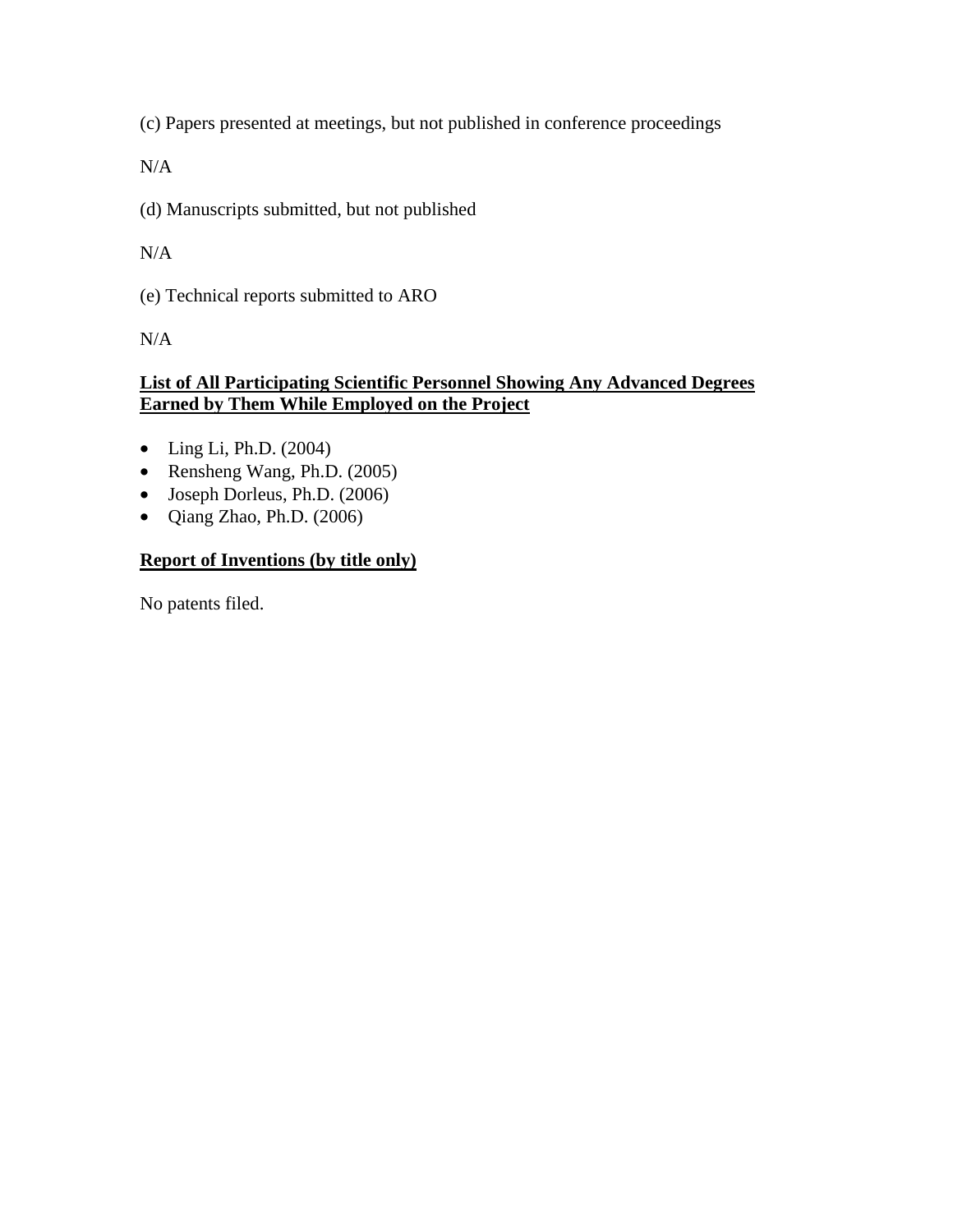(c) Papers presented at meetings, but not published in conference proceedings

N/A

(d) Manuscripts submitted, but not published

N/A

(e) Technical reports submitted to ARO

N/A

## List of All Participating Scientific Personnel Showing Any Advanced Degrees Earned by Them While Employed on the Project

- Ling Li, Ph.D. (2004)
- Rensheng Wang, Ph.D. (2005)
- Joseph Dorleus, Ph.D. (2006)
- Qiang Zhao, Ph.D. (2006)

## Report of Inventions (by title only)

No patents filed.